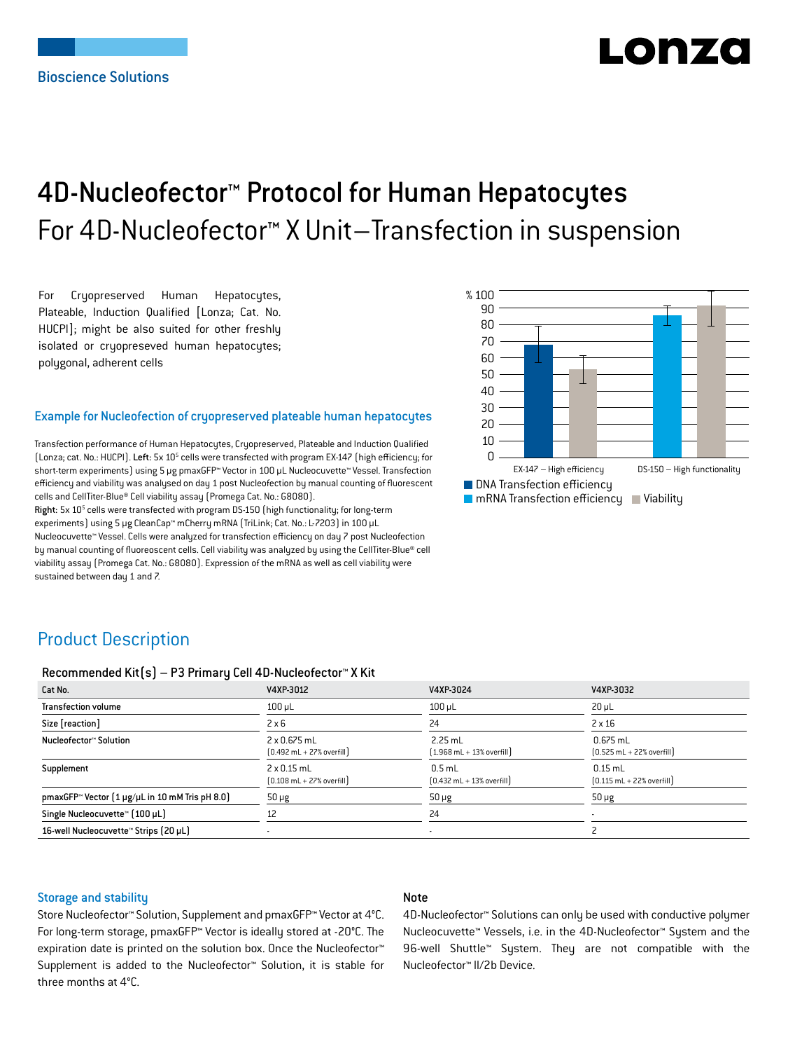# 4D-Nucleofector™ Protocol for Human Hepatocytes

## For 4D-Nucleofector™ X Unit—Transfection in suspension

For Cryopreserved Human Hepatocytes, Plateable, Induction Qualified [Lonza; Cat. No. HUCPI]; might be also suited for other freshly isolated or cryopreseved human hepatocytes; polygonal, adherent cells

### Example for Nucleofection of cryopreserved plateable human hepatocytes

Transfection performance of Human Hepatocytes, Cryopreserved, Plateable and Induction Qualified (Lonza; cat. No.: HUCPI). **Left**: $5x\ 10^5$ cells were transfected with program EX-147 (high efficiency; for short-term experiments) using 5 µg pmaxGFP™ Vector in 100 µL Nucleocuvette™ Vessel. Transfection efficiency and viability was analysed on day 1 post Nucleofection by manual counting of fluorescent cells and CellTiter-Blue® Cell viability assay (Promega Cat. No.: G8080).
**Right**: $5x\ 10^5$ cells were transfected with program DS-150 (high functionality; for long-term experiments) using 5 µg CleanCap™ mCherry mRNA (TriLink; Cat. No.: L-7203) in 100 µL Nucleocuvette™ Vessel. Cells were analyzed for transfection efficiency on day 7 post Nucleofection by manual counting of fluoroescent cells. Cell viability was analyzed by using the CellTiter-Blue® cell viability assay (Promega Cat. No.: G8080). Expression of the mRNA as well as cell viability were sustained between day 1 and 7.

## Product Description

### Recommended Kit(s) – P3 Primary Cell 4D-Nucleofector™ X Kit

| Cat No. | V4XP-3012 | V4XP-3024 | V4XP-3032 |
|---|---|---|---|
| Transfection volume | 100 µL | 100 µL | 20 µL |
| Size [reaction] | 2 x 6 | 24 | 2 x 16 |
| Nucleofector™ Solution | 2 x 0.675 mL (0.492 mL + 27% overfill) | 2.25 mL (1.968 mL + 13% overfill) | 0.675 mL (0.525 mL + 22% overfill) |
| Supplement | 2 x 0.15 mL (0.108 mL + 27% overfill) | 0.5 mL (0.432 mL + 13% overfill) | 0.15 mL (0.115 mL + 22% overfill) |
| pmaxGFP™ Vector (1 µg/µL in 10 mM Tris pH 8.0) | 50 µg | 50 µg | 50 µg |
| Single Nucleocuvette™ (100 µL) | 12 | 24 | - |
| 16-well Nucleocuvette™ Strips (20 µL) | - | - | 2 |

### Storage and stability

Store Nucleofector™ Solution, Supplement and pmaxGFP™ Vector at 4°C. For long-term storage, pmaxGFP™ Vector is ideally stored at -20°C. The expiration date is printed on the solution box. Once the Nucleofector™ Supplement is added to the Nucleofector™ Solution, it is stable for three months at 4°C.

### Note

4D-Nucleofector™ Solutions can only be used with conductive polymer Nucleocuvette™ Vessels, i.e. in the 4D-Nucleofector™ System and the 96-well Shuttle™ System. They are not compatible with the Nucleofector™ II/2b Device.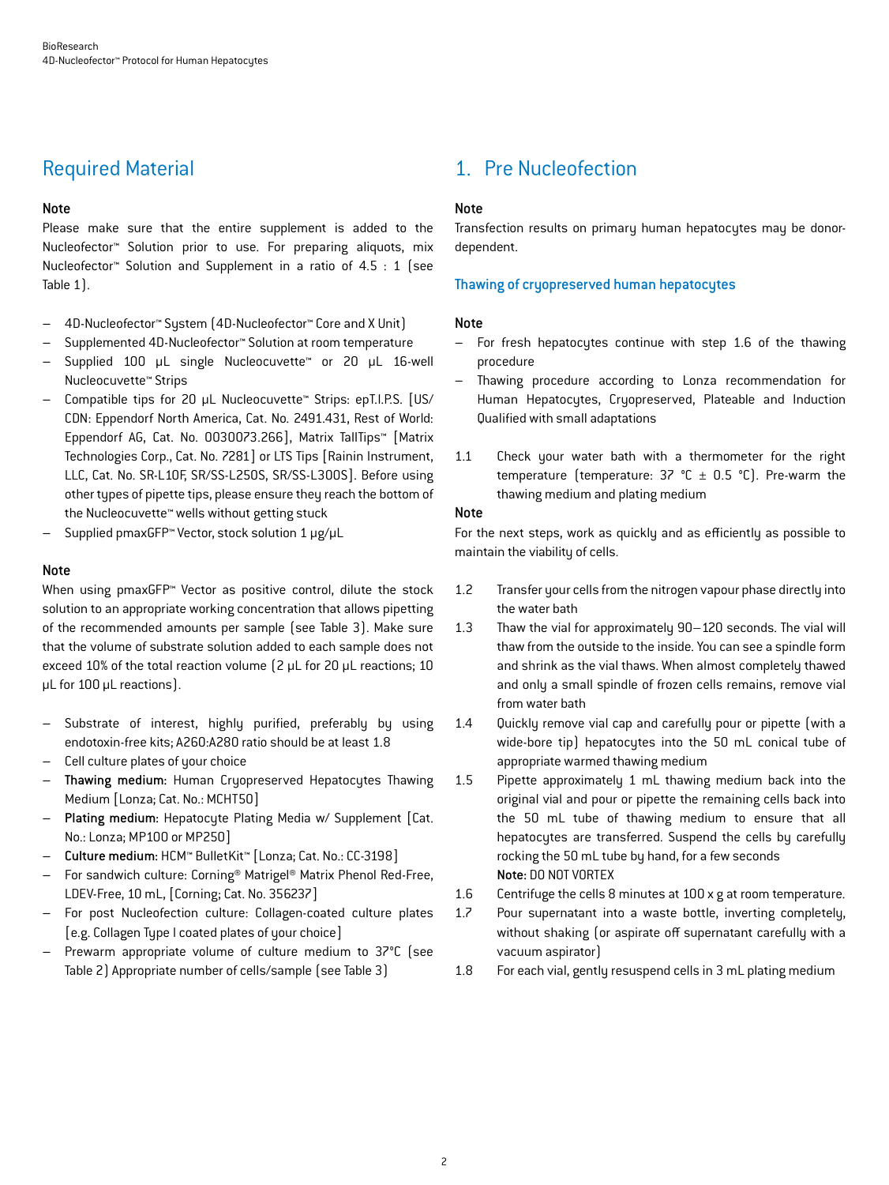## Required Material

**Note**

Please make sure that the entire supplement is added to the Nucleofector™ Solution prior to use. For preparing aliquots, mix Nucleofector™ Solution and Supplement in a ratio of 4.5 : 1 (see Table 1).

- 4D-Nucleofector™ System (4D-Nucleofector™ Core and X Unit)
- Supplemented 4D-Nucleofector™ Solution at room temperature
- Supplied 100 µL single Nucleocuvette™ or 20 µL 16-well Nucleocuvette™ Strips
- Compatible tips for 20 µL Nucleocuvette™ Strips: epT.I.P.S. [US/CDN: Eppendorf North America, Cat. No. 2491.431, Rest of World: Eppendorf AG, Cat. No. 0030073.266], Matrix TallTips™ [Matrix Technologies Corp., Cat. No. 7281] or LTS Tips [Rainin Instrument, LLC, Cat. No. SR-L10F, SR/SS-L250S, SR/SS-L300S]. Before using other types of pipette tips, please ensure they reach the bottom of the Nucleocuvette™ wells without getting stuck
- Supplied pmaxGFP™ Vector, stock solution 1 µg/µL

**Note**

When using pmaxGFP™ Vector as positive control, dilute the stock solution to an appropriate working concentration that allows pipetting of the recommended amounts per sample (see Table 3). Make sure that the volume of substrate solution added to each sample does not exceed 10% of the total reaction volume (2 µL for 20 µL reactions; 10 µL for 100 µL reactions).

- Substrate of interest, highly purified, preferably by using endotoxin-free kits; A260:A280 ratio should be at least 1.8
- Cell culture plates of your choice
- **Thawing medium:** Human Cryopreserved Hepatocytes Thawing Medium [Lonza; Cat. No.: MCHT50]
- **Plating medium:** Hepatocyte Plating Media w/ Supplement [Cat. No.: Lonza; MP100 or MP250]
- **Culture medium:** HCM™ BulletKit™ [Lonza; Cat. No.: CC-3198]
- For sandwich culture: Corning® Matrigel® Matrix Phenol Red-Free, LDEV-Free, 10 mL, [Corning; Cat. No. 356237]
- For post Nucleofection culture: Collagen-coated culture plates [e.g. Collagen Type I coated plates of your choice]
- Prewarm appropriate volume of culture medium to 37°C (see Table 2) Appropriate number of cells/sample (see Table 3)

## 1. Pre Nucleofection

**Note**

Transfection results on primary human hepatocytes may be donor-dependent.

### Thawing of cryopreserved human hepatocytes

**Note**

- For fresh hepatocytes continue with step 1.6 of the thawing procedure
- Thawing procedure according to Lonza recommendation for Human Hepatocytes, Cryopreserved, Plateable and Induction Qualified with small adaptations

1.1 Check your water bath with a thermometer for the right temperature (temperature: 37 °C ± 0.5 °C). Pre-warm the thawing medium and plating medium

**Note**

For the next steps, work as quickly and as efficiently as possible to maintain the viability of cells.

1.2 Transfer your cells from the nitrogen vapour phase directly into the water bath

1.3 Thaw the vial for approximately 90–120 seconds. The vial will thaw from the outside to the inside. You can see a spindle form and shrink as the vial thaws. When almost completely thawed and only a small spindle of frozen cells remains, remove vial from water bath

1.4 Quickly remove vial cap and carefully pour or pipette (with a wide-bore tip) hepatocytes into the 50 mL conical tube of appropriate warmed thawing medium

1.5 Pipette approximately 1 mL thawing medium back into the original vial and pour or pipette the remaining cells back into the 50 mL tube of thawing medium to ensure that all hepatocytes are transferred. Suspend the cells by carefully rocking the 50 mL tube by hand, for a few seconds
**Note:** DO NOT VORTEX

1.6 Centrifuge the cells 8 minutes at 100 x g at room temperature.

1.7 Pour supernatant into a waste bottle, inverting completely, without shaking (or aspirate off supernatant carefully with a vacuum aspirator)

1.8 For each vial, gently resuspend cells in 3 mL plating medium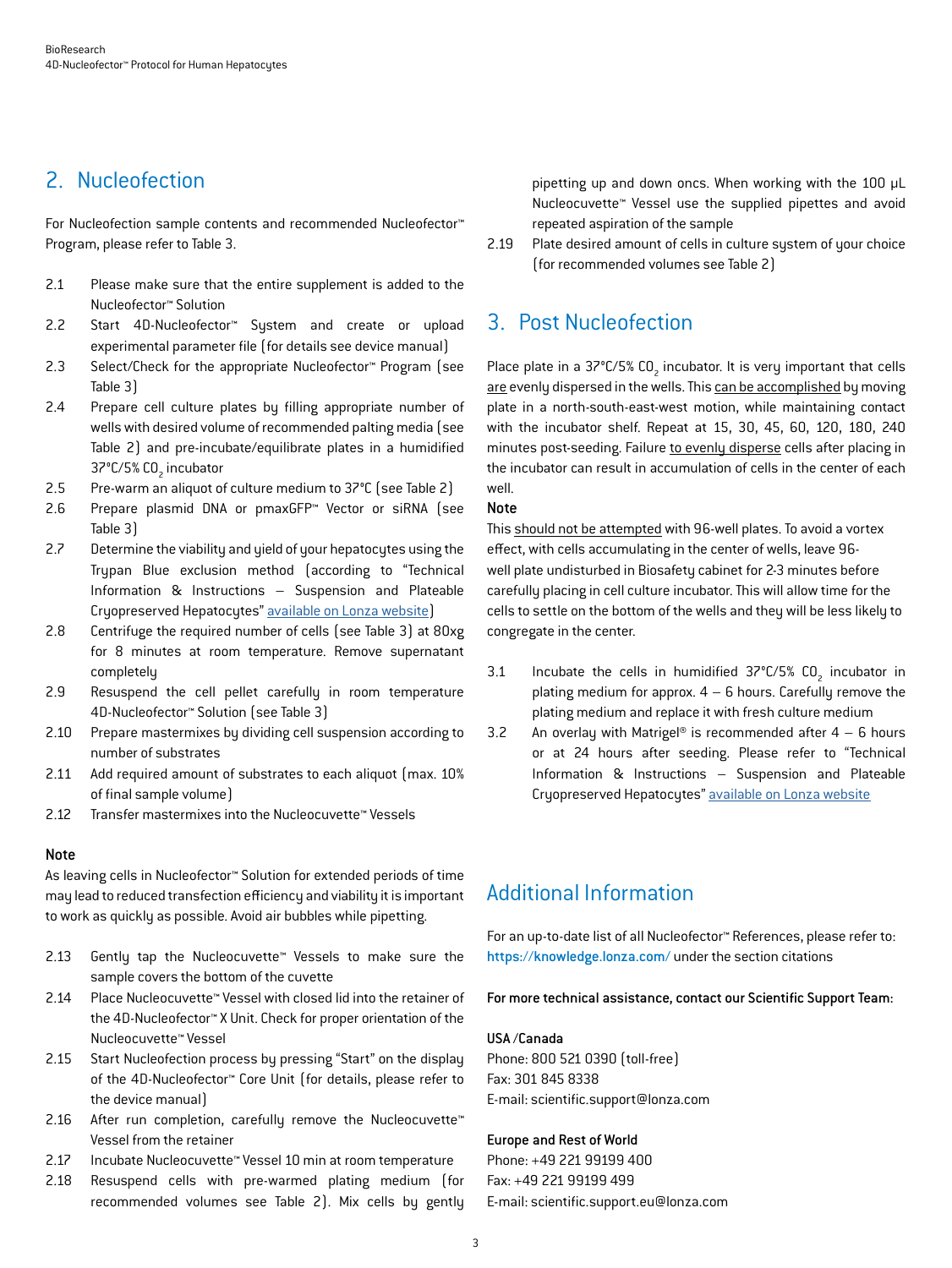## 2. Nucleofection

For Nucleofection sample contents and recommended Nucleofector™ Program, please refer to Table 3.

2.1 Please make sure that the entire supplement is added to the Nucleofector™ Solution

2.2 Start 4D-Nucleofector™ System and create or upload experimental parameter file (for details see device manual)

2.3 Select/Check for the appropriate Nucleofector™ Program (see Table 3)

2.4 Prepare cell culture plates by filling appropriate number of wells with desired volume of recommended palting media (see Table 2) and pre-incubate/equilibrate plates in a humidified 37°C/5% $CO_2$ incubator

2.5 Pre-warm an aliquot of culture medium to 37°C (see Table 2)

2.6 Prepare plasmid DNA or pmaxGFP™ Vector or siRNA (see Table 3)

2.7 Determine the viability and yield of your hepatocytes using the Trypan Blue exclusion method (according to "Technical Information & Instructions – Suspension and Plateable Cryopreserved Hepatocytes" available on Lonza website)

2.8 Centrifuge the required number of cells (see Table 3) at 80xg for 8 minutes at room temperature. Remove supernatant completely

2.9 Resuspend the cell pellet carefully in room temperature 4D-Nucleofector™ Solution (see Table 3)

2.10 Prepare mastermixes by dividing cell suspension according to number of substrates

2.11 Add required amount of substrates to each aliquot (max. 10% of final sample volume)

2.12 Transfer mastermixes into the Nucleocuvette™ Vessels

**Note**

As leaving cells in Nucleofector™ Solution for extended periods of time may lead to reduced transfection efficiency and viability it is important to work as quickly as possible. Avoid air bubbles while pipetting.

2.13 Gently tap the Nucleocuvette™ Vessels to make sure the sample covers the bottom of the cuvette

2.14 Place Nucleocuvette™ Vessel with closed lid into the retainer of the 4D-Nucleofector™ X Unit. Check for proper orientation of the Nucleocuvette™ Vessel

2.15 Start Nucleofection process by pressing "Start" on the display of the 4D-Nucleofector™ Core Unit (for details, please refer to the device manual)

2.16 After run completion, carefully remove the Nucleocuvette™ Vessel from the retainer

2.17 Incubate Nucleocuvette™ Vessel 10 min at room temperature

2.18 Resuspend cells with pre-warmed plating medium (for recommended volumes see Table 2). Mix cells by gently pipetting up and down oncs. When working with the 100 µL Nucleocuvette™ Vessel use the supplied pipettes and avoid repeated aspiration of the sample

2.19 Plate desired amount of cells in culture system of your choice (for recommended volumes see Table 2)

## 3. Post Nucleofection

Place plate in a 37°C/5% $CO_2$ incubator. It is very important that cells are evenly dispersed in the wells. This can be accomplished by moving plate in a north-south-east-west motion, while maintaining contact with the incubator shelf. Repeat at 15, 30, 45, 60, 120, 180, 240 minutes post-seeding. Failure to evenly disperse cells after placing in the incubator can result in accumulation of cells in the center of each well.

**Note**

This should not be attempted with 96-well plates. To avoid a vortex effect, with cells accumulating in the center of wells, leave 96-well plate undisturbed in Biosafety cabinet for 2-3 minutes before carefully placing in cell culture incubator. This will allow time for the cells to settle on the bottom of the wells and they will be less likely to congregate in the center.

3.1 Incubate the cells in humidified 37°C/5% $CO_2$ incubator in plating medium for approx. 4 – 6 hours. Carefully remove the plating medium and replace it with fresh culture medium

3.2 An overlay with Matrigel® is recommended after 4 – 6 hours or at 24 hours after seeding. Please refer to "Technical Information & Instructions – Suspension and Plateable Cryopreserved Hepatocytes" available on Lonza website

## Additional Information

For an up-to-date list of all Nucleofector™ References, please refer to: https://knowledge.lonza.com/ under the section citations

**For more technical assistance, contact our Scientific Support Team:**

**USA /Canada**
Phone: 800 521 0390 (toll-free)
Fax: 301 845 8338
E-mail: scientific.support@lonza.com

**Europe and Rest of World**
Phone: +49 221 99199 400
Fax: +49 221 99199 499
E-mail: scientific.support.eu@lonza.com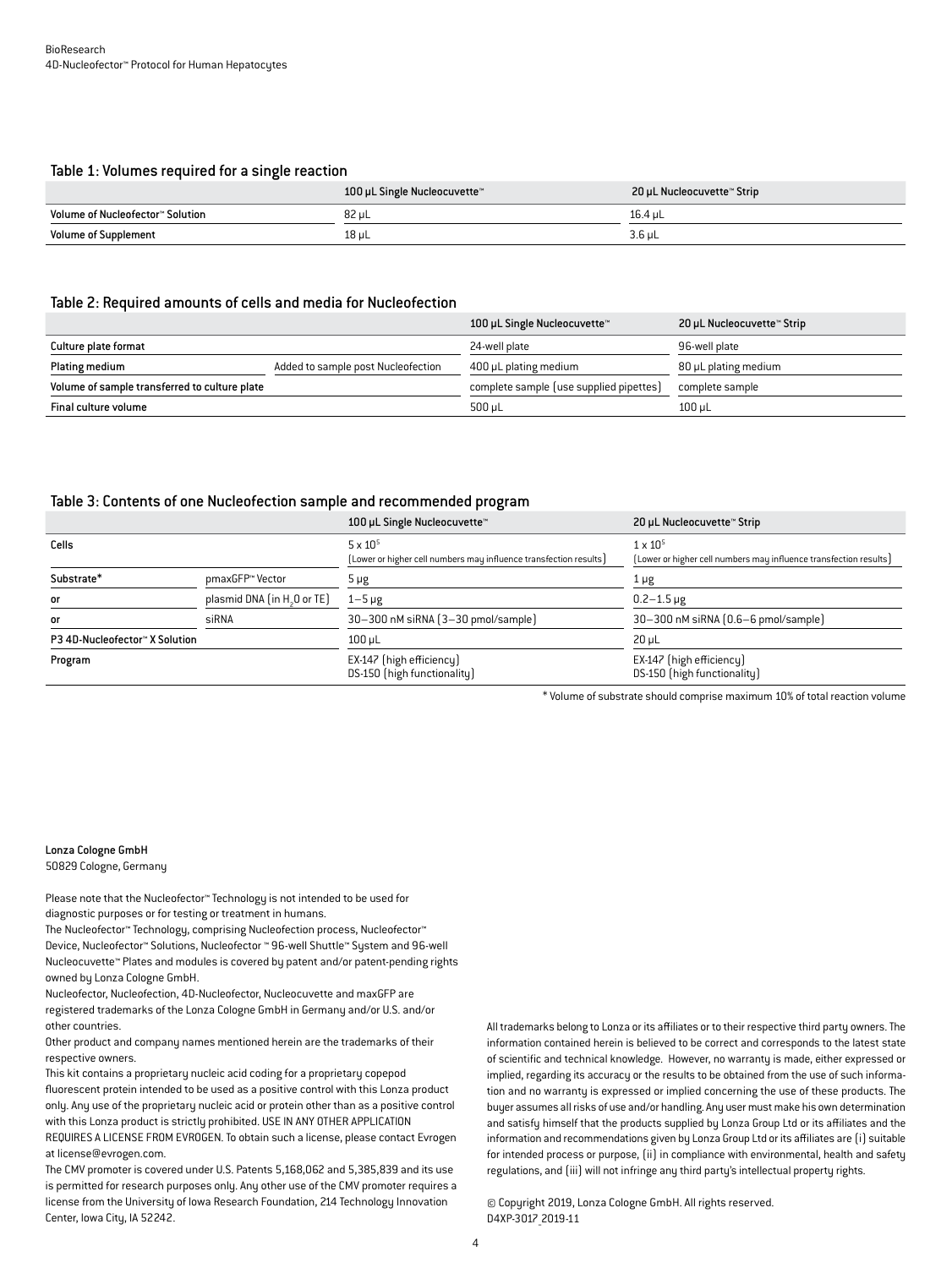### Table 1: Volumes required for a single reaction

| | 100 µL Single Nucleocuvette™ | 20 µL Nucleocuvette™ Strip |
|---|---|---|
| Volume of Nucleofector™ Solution | 82 µL | 16.4 µL |
| Volume of Supplement | 18 µL | 3.6 µL |

### Table 2: Required amounts of cells and media for Nucleofection

| | | 100 µL Single Nucleocuvette™ | 20 µL Nucleocuvette™ Strip |
|---|---|---|---|
| Culture plate format | | 24-well plate | 96-well plate |
| Plating medium | Added to sample post Nucleofection | 400 µL plating medium | 80 µL plating medium |
| Volume of sample transferred to culture plate | | complete sample (use supplied pipettes) | complete sample |
| Final culture volume | | 500 µL | 100 µL |

### Table 3: Contents of one Nucleofection sample and recommended program

| | | 100 µL Single Nucleocuvette™ | 20 µL Nucleocuvette™ Strip |
|---|---|---|---|
| Cells | | $5 \times 10^5$ (Lower or higher cell numbers may influence transfection results) | $1 \times 10^5$ (Lower or higher cell numbers may influence transfection results) |
| Substrate* | pmaxGFP™ Vector | 5 µg | 1 µg |
| or | plasmid DNA (in $H_2O$ or TE) | 1–5 µg | 0.2–1.5 µg |
| or | siRNA | 30–300 nM siRNA (3–30 pmol/sample) | 30–300 nM siRNA (0.6–6 pmol/sample) |
| P3 4D-Nucleofector™ X Solution | | 100 µL | 20 µL |
| Program | | EX-147 (high efficiency) DS-150 (high functionality) | EX-147 (high efficiency) DS-150 (high functionality) |

\* Volume of substrate should comprise maximum 10% of total reaction volume

**Lonza Cologne GmbH**
50829 Cologne, Germany

Please note that the Nucleofector™ Technology is not intended to be used for diagnostic purposes or for testing or treatment in humans.
The Nucleofector™ Technology, comprising Nucleofection process, Nucleofector™ Device, Nucleofector™ Solutions, Nucleofector ™ 96-well Shuttle™ System and 96-well Nucleocuvette™ Plates and modules is covered by patent and/or patent-pending rights owned by Lonza Cologne GmbH.
Nucleofector, Nucleofection, 4D-Nucleofector, Nucleocuvette and maxGFP are registered trademarks of the Lonza Cologne GmbH in Germany and/or U.S. and/or other countries.
Other product and company names mentioned herein are the trademarks of their respective owners.
This kit contains a proprietary nucleic acid coding for a proprietary copepod fluorescent protein intended to be used as a positive control with this Lonza product only. Any use of the proprietary nucleic acid or protein other than as a positive control with this Lonza product is strictly prohibited. USE IN ANY OTHER APPLICATION REQUIRES A LICENSE FROM EVROGEN. To obtain such a license, please contact Evrogen at license@evrogen.com.
The CMV promoter is covered under U.S. Patents 5,168,062 and 5,385,839 and its use is permitted for research purposes only. Any other use of the CMV promoter requires a license from the University of Iowa Research Foundation, 214 Technology Innovation Center, Iowa City, IA 52242.

All trademarks belong to Lonza or its affiliates or to their respective third party owners. The information contained herein is believed to be correct and corresponds to the latest state of scientific and technical knowledge. However, no warranty is made, either expressed or implied, regarding its accuracy or the results to be obtained from the use of such information and no warranty is expressed or implied concerning the use of these products. The buyer assumes all risks of use and/or handling. Any user must make his own determination and satisfy himself that the products supplied by Lonza Group Ltd or its affiliates and the information and recommendations given by Lonza Group Ltd or its affiliates are (i) suitable for intended process or purpose, (ii) in compliance with environmental, health and safety regulations, and (iii) will not infringe any third party's intellectual property rights.

© Copyright 2019, Lonza Cologne GmbH. All rights reserved.
D4XP-3017_2019-11